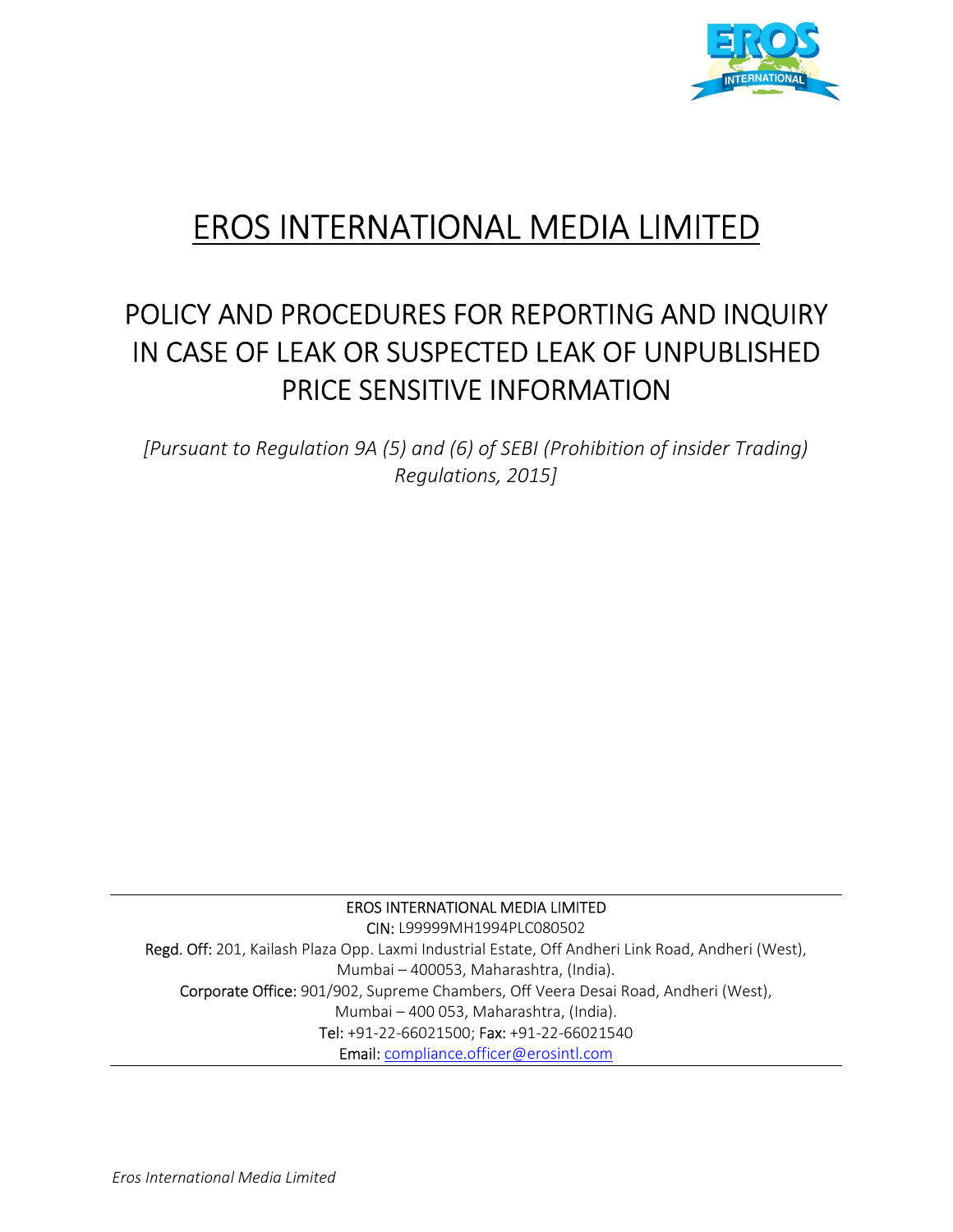# EROS INTERNATIONAL MEDIA LIMITED

## POLICY AND PROCEDURES FOR REPORTING AND INQUIRY IN CASE OF LEAK OR SUSPECTED LEAK OF UNPUBLISHED PRICE SENSITIVE INFORMATION

*[Pursuant to Regulation 9A (5) and (6) of SEBI (Prohibition of insider Trading) Regulations, 2015]*

---

EROS INTERNATIONAL MEDIA LIMITED
CIN: L99999MH1994PLC080502
Regd. Off: 201, Kailash Plaza Opp. Laxmi Industrial Estate, Off Andheri Link Road, Andheri (West), Mumbai – 400053, Maharashtra, (India).
Corporate Office: 901/902, Supreme Chambers, Off Veera Desai Road, Andheri (West), Mumbai – 400 053, Maharashtra, (India).
Tel: +91-22-66021500; Fax: +91-22-66021540
Email: compliance.officer@erosintl.com

---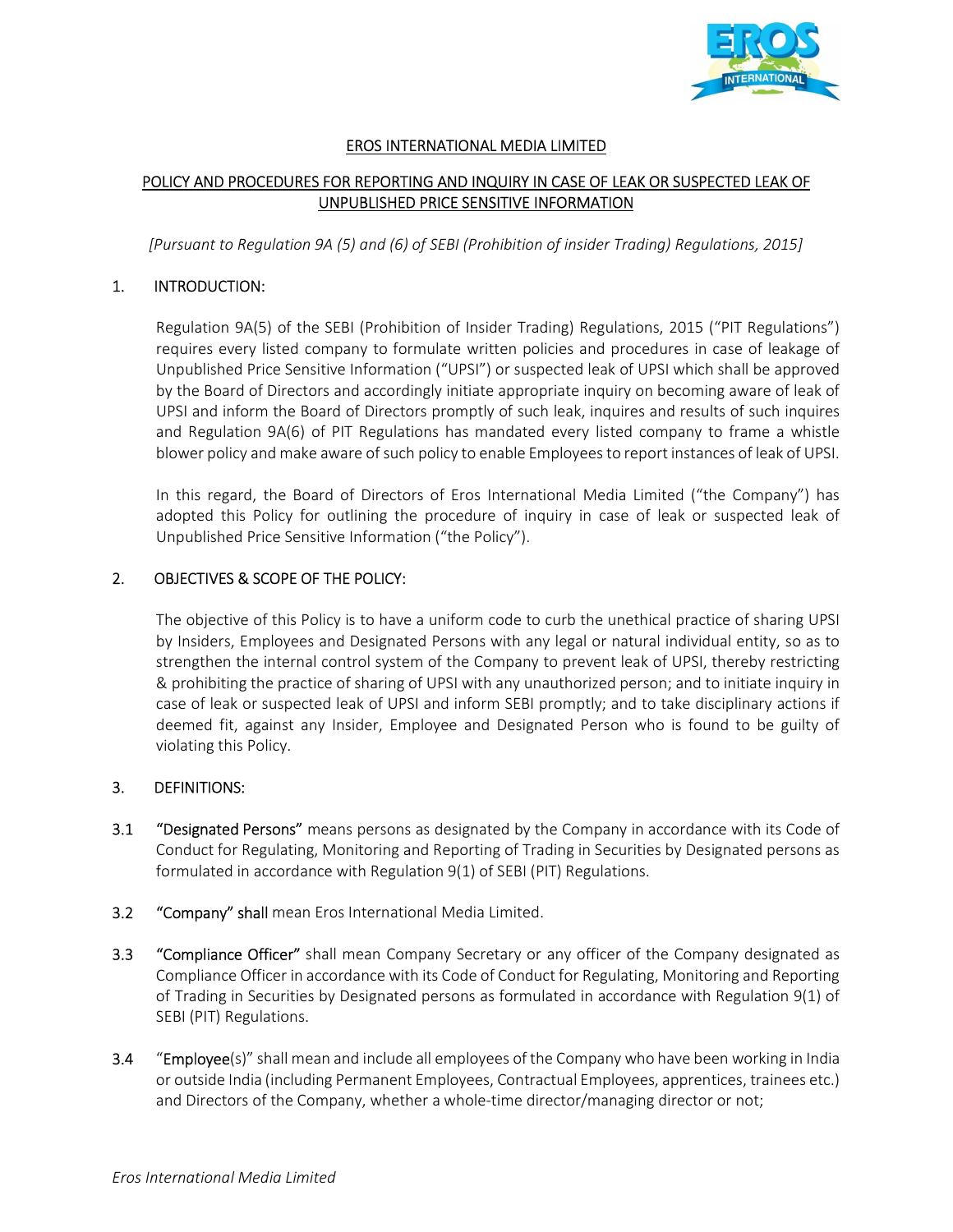## EROS INTERNATIONAL MEDIA LIMITED

## POLICY AND PROCEDURES FOR REPORTING AND INQUIRY IN CASE OF LEAK OR SUSPECTED LEAK OF UNPUBLISHED PRICE SENSITIVE INFORMATION

*[Pursuant to Regulation 9A (5) and (6) of SEBI (Prohibition of insider Trading) Regulations, 2015]*

### 1. INTRODUCTION:

Regulation 9A(5) of the SEBI (Prohibition of Insider Trading) Regulations, 2015 ("PIT Regulations") requires every listed company to formulate written policies and procedures in case of leakage of Unpublished Price Sensitive Information ("UPSI") or suspected leak of UPSI which shall be approved by the Board of Directors and accordingly initiate appropriate inquiry on becoming aware of leak of UPSI and inform the Board of Directors promptly of such leak, inquires and results of such inquires and Regulation 9A(6) of PIT Regulations has mandated every listed company to frame a whistle blower policy and make aware of such policy to enable Employees to report instances of leak of UPSI.

In this regard, the Board of Directors of Eros International Media Limited ("the Company") has adopted this Policy for outlining the procedure of inquiry in case of leak or suspected leak of Unpublished Price Sensitive Information ("the Policy").

### 2. OBJECTIVES & SCOPE OF THE POLICY:

The objective of this Policy is to have a uniform code to curb the unethical practice of sharing UPSI by Insiders, Employees and Designated Persons with any legal or natural individual entity, so as to strengthen the internal control system of the Company to prevent leak of UPSI, thereby restricting & prohibiting the practice of sharing of UPSI with any unauthorized person; and to initiate inquiry in case of leak or suspected leak of UPSI and inform SEBI promptly; and to take disciplinary actions if deemed fit, against any Insider, Employee and Designated Person who is found to be guilty of violating this Policy.

### 3. DEFINITIONS:

3.1 "Designated Persons" means persons as designated by the Company in accordance with its Code of Conduct for Regulating, Monitoring and Reporting of Trading in Securities by Designated persons as formulated in accordance with Regulation 9(1) of SEBI (PIT) Regulations.

3.2 "Company" shall mean Eros International Media Limited.

3.3 "Compliance Officer" shall mean Company Secretary or any officer of the Company designated as Compliance Officer in accordance with its Code of Conduct for Regulating, Monitoring and Reporting of Trading in Securities by Designated persons as formulated in accordance with Regulation 9(1) of SEBI (PIT) Regulations.

3.4 "Employee(s)" shall mean and include all employees of the Company who have been working in India or outside India (including Permanent Employees, Contractual Employees, apprentices, trainees etc.) and Directors of the Company, whether a whole-time director/managing director or not;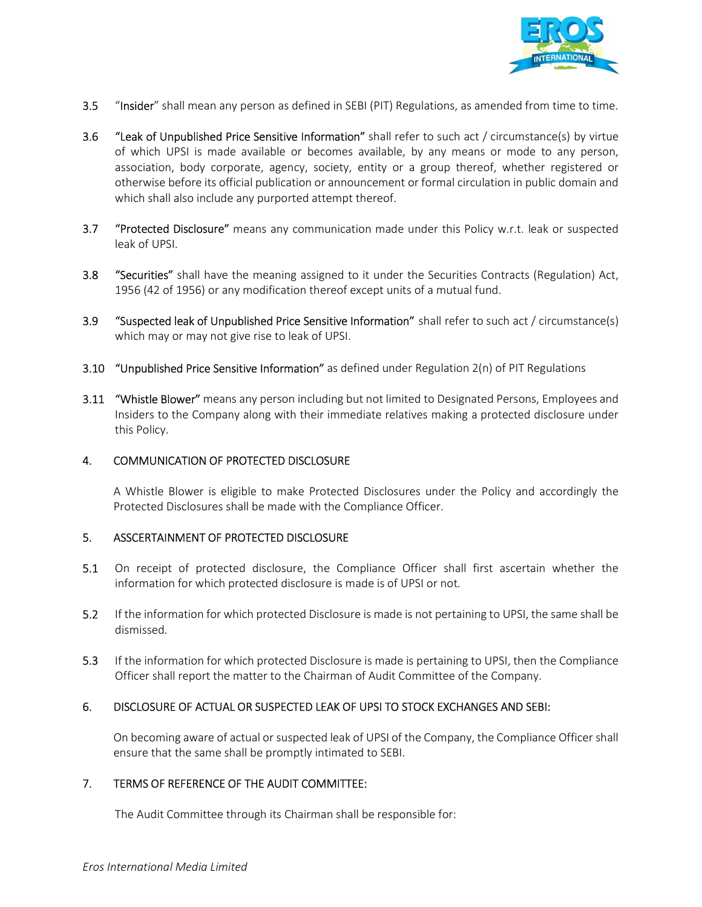3.5 "Insider" shall mean any person as defined in SEBI (PIT) Regulations, as amended from time to time.

3.6 "Leak of Unpublished Price Sensitive Information" shall refer to such act / circumstance(s) by virtue of which UPSI is made available or becomes available, by any means or mode to any person, association, body corporate, agency, society, entity or a group thereof, whether registered or otherwise before its official publication or announcement or formal circulation in public domain and which shall also include any purported attempt thereof.

3.7 "Protected Disclosure" means any communication made under this Policy w.r.t. leak or suspected leak of UPSI.

3.8 "Securities" shall have the meaning assigned to it under the Securities Contracts (Regulation) Act, 1956 (42 of 1956) or any modification thereof except units of a mutual fund.

3.9 "Suspected leak of Unpublished Price Sensitive Information" shall refer to such act / circumstance(s) which may or may not give rise to leak of UPSI.

3.10 "Unpublished Price Sensitive Information" as defined under Regulation 2(n) of PIT Regulations

3.11 "Whistle Blower" means any person including but not limited to Designated Persons, Employees and Insiders to the Company along with their immediate relatives making a protected disclosure under this Policy.

## 4. COMMUNICATION OF PROTECTED DISCLOSURE

A Whistle Blower is eligible to make Protected Disclosures under the Policy and accordingly the Protected Disclosures shall be made with the Compliance Officer.

## 5. ASSCERTAINMENT OF PROTECTED DISCLOSURE

5.1 On receipt of protected disclosure, the Compliance Officer shall first ascertain whether the information for which protected disclosure is made is of UPSI or not.

5.2 If the information for which protected Disclosure is made is not pertaining to UPSI, the same shall be dismissed.

5.3 If the information for which protected Disclosure is made is pertaining to UPSI, then the Compliance Officer shall report the matter to the Chairman of Audit Committee of the Company.

## 6. DISCLOSURE OF ACTUAL OR SUSPECTED LEAK OF UPSI TO STOCK EXCHANGES AND SEBI:

On becoming aware of actual or suspected leak of UPSI of the Company, the Compliance Officer shall ensure that the same shall be promptly intimated to SEBI.

## 7. TERMS OF REFERENCE OF THE AUDIT COMMITTEE:

The Audit Committee through its Chairman shall be responsible for: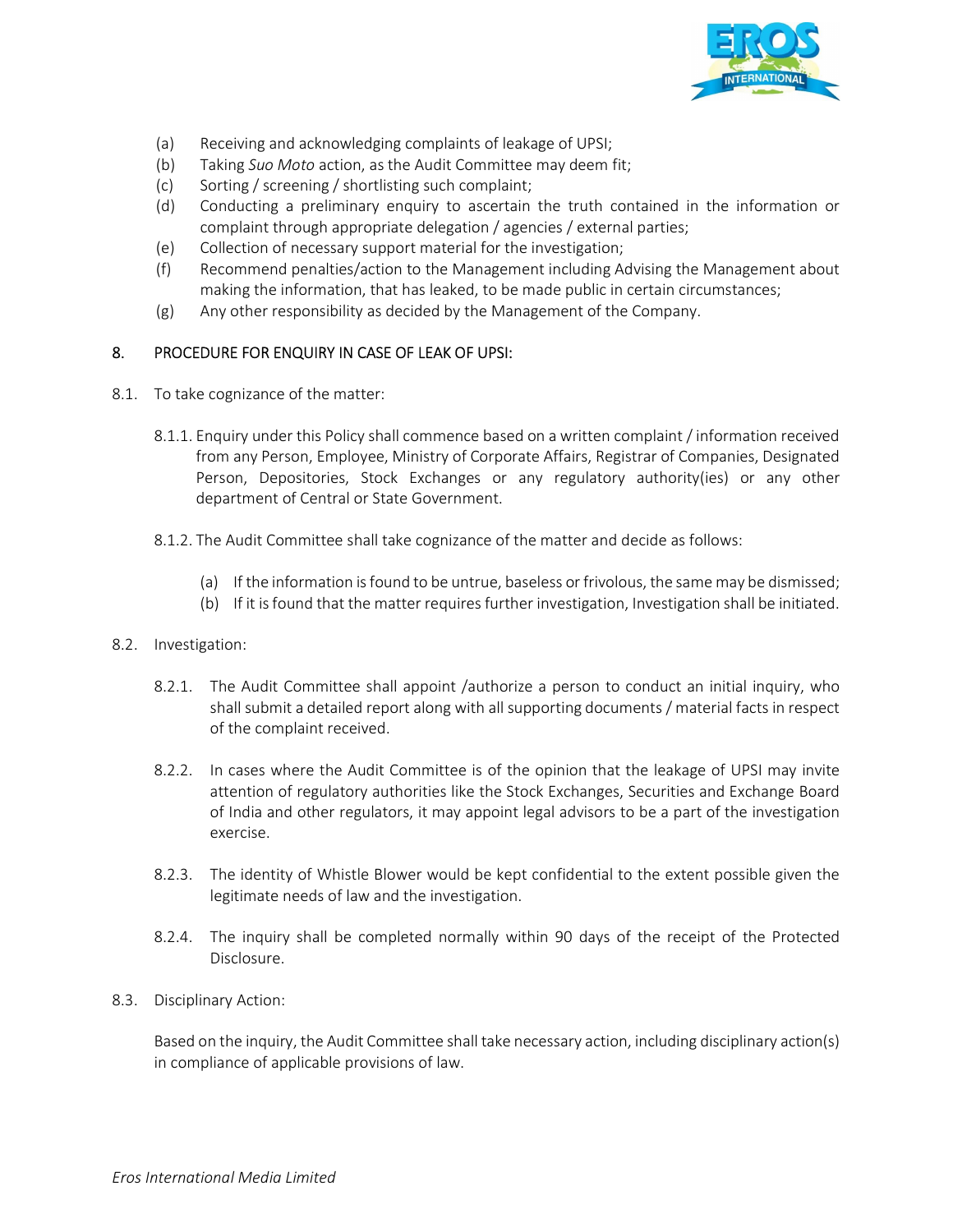(a) Receiving and acknowledging complaints of leakage of UPSI;
(b) Taking *Suo Moto* action, as the Audit Committee may deem fit;
(c) Sorting / screening / shortlisting such complaint;
(d) Conducting a preliminary enquiry to ascertain the truth contained in the information or complaint through appropriate delegation / agencies / external parties;
(e) Collection of necessary support material for the investigation;
(f) Recommend penalties/action to the Management including Advising the Management about making the information, that has leaked, to be made public in certain circumstances;
(g) Any other responsibility as decided by the Management of the Company.

## 8. PROCEDURE FOR ENQUIRY IN CASE OF LEAK OF UPSI:

8.1. To take cognizance of the matter:

8.1.1. Enquiry under this Policy shall commence based on a written complaint / information received from any Person, Employee, Ministry of Corporate Affairs, Registrar of Companies, Designated Person, Depositories, Stock Exchanges or any regulatory authority(ies) or any other department of Central or State Government.

8.1.2. The Audit Committee shall take cognizance of the matter and decide as follows:

(a) If the information is found to be untrue, baseless or frivolous, the same may be dismissed;
(b) If it is found that the matter requires further investigation, Investigation shall be initiated.

8.2. Investigation:

8.2.1. The Audit Committee shall appoint /authorize a person to conduct an initial inquiry, who shall submit a detailed report along with all supporting documents / material facts in respect of the complaint received.

8.2.2. In cases where the Audit Committee is of the opinion that the leakage of UPSI may invite attention of regulatory authorities like the Stock Exchanges, Securities and Exchange Board of India and other regulators, it may appoint legal advisors to be a part of the investigation exercise.

8.2.3. The identity of Whistle Blower would be kept confidential to the extent possible given the legitimate needs of law and the investigation.

8.2.4. The inquiry shall be completed normally within 90 days of the receipt of the Protected Disclosure.

8.3. Disciplinary Action:

Based on the inquiry, the Audit Committee shall take necessary action, including disciplinary action(s) in compliance of applicable provisions of law.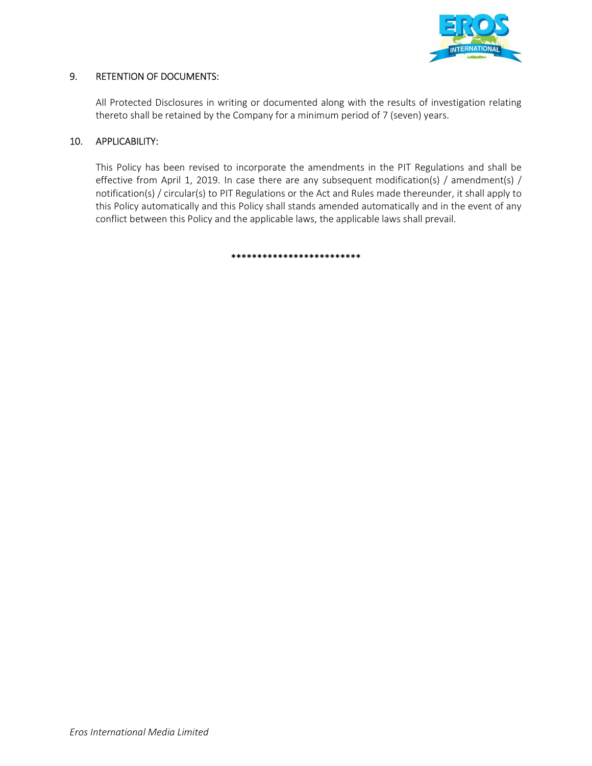## 9. RETENTION OF DOCUMENTS:

All Protected Disclosures in writing or documented along with the results of investigation relating thereto shall be retained by the Company for a minimum period of 7 (seven) years.

## 10. APPLICABILITY:

This Policy has been revised to incorporate the amendments in the PIT Regulations and shall be effective from April 1, 2019. In case there are any subsequent modification(s) / amendment(s) / notification(s) / circular(s) to PIT Regulations or the Act and Rules made thereunder, it shall apply to this Policy automatically and this Policy shall stands amended automatically and in the event of any conflict between this Policy and the applicable laws, the applicable laws shall prevail.

*************************